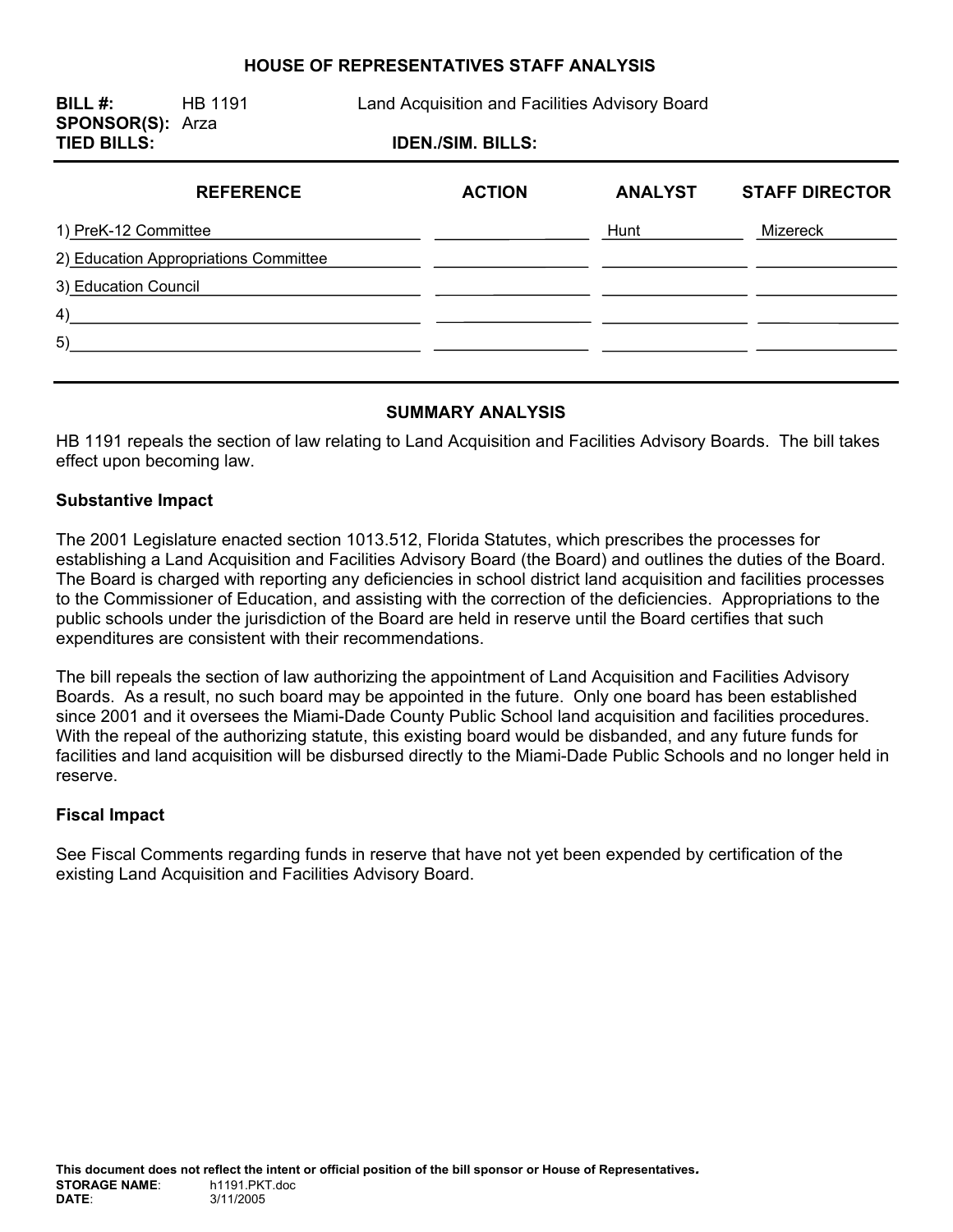# HOUSE OF REPRESENTATIVES STAFF ANALYSIS

**BILL #:** HB 1191 Land Acquisition and Facilities Advisory Board

**SPONSOR(S):** Arza

**TIED BILLS:** **IDEN./SIM. BILLS:**

| REFERENCE | ACTION | ANALYST | STAFF DIRECTOR |
|---|---|---|---|
| 1) PreK-12 Committee | | Hunt | Mizereck |
| 2) Education Appropriations Committee | | | |
| 3) Education Council | | | |
| 4) | | | |
| 5) | | | |

## SUMMARY ANALYSIS

HB 1191 repeals the section of law relating to Land Acquisition and Facilities Advisory Boards. The bill takes effect upon becoming law.

### Substantive Impact

The 2001 Legislature enacted section 1013.512, Florida Statutes, which prescribes the processes for establishing a Land Acquisition and Facilities Advisory Board (the Board) and outlines the duties of the Board. The Board is charged with reporting any deficiencies in school district land acquisition and facilities processes to the Commissioner of Education, and assisting with the correction of the deficiencies. Appropriations to the public schools under the jurisdiction of the Board are held in reserve until the Board certifies that such expenditures are consistent with their recommendations.

The bill repeals the section of law authorizing the appointment of Land Acquisition and Facilities Advisory Boards. As a result, no such board may be appointed in the future. Only one board has been established since 2001 and it oversees the Miami-Dade County Public School land acquisition and facilities procedures. With the repeal of the authorizing statute, this existing board would be disbanded, and any future funds for facilities and land acquisition will be disbursed directly to the Miami-Dade Public Schools and no longer held in reserve.

### Fiscal Impact

See Fiscal Comments regarding funds in reserve that have not yet been expended by certification of the existing Land Acquisition and Facilities Advisory Board.

**This document does not reflect the intent or official position of the bill sponsor or House of Representatives.**

**STORAGE NAME**: h1191.PKT.doc
**DATE**: 3/11/2005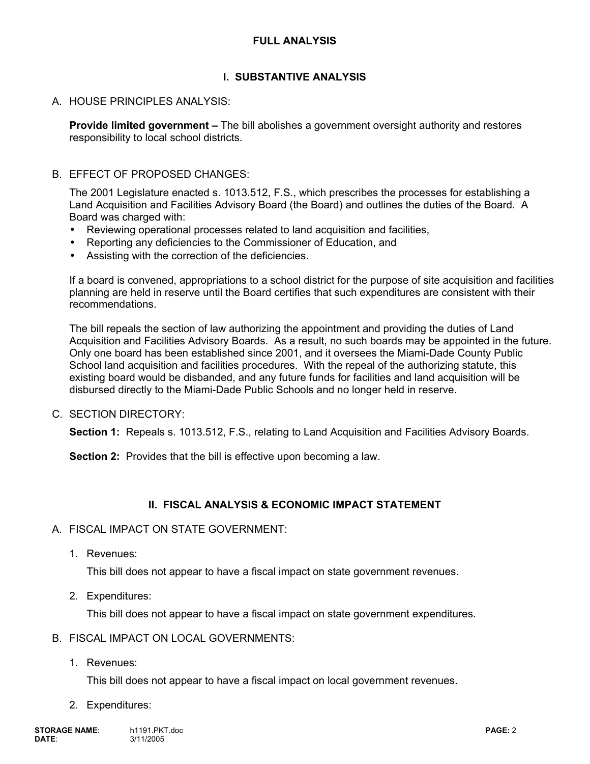## FULL ANALYSIS

### I. SUBSTANTIVE ANALYSIS

A. HOUSE PRINCIPLES ANALYSIS:

**Provide limited government –** The bill abolishes a government oversight authority and restores responsibility to local school districts.

B. EFFECT OF PROPOSED CHANGES:

The 2001 Legislature enacted s. 1013.512, F.S., which prescribes the processes for establishing a Land Acquisition and Facilities Advisory Board (the Board) and outlines the duties of the Board. A Board was charged with:

- Reviewing operational processes related to land acquisition and facilities,
- Reporting any deficiencies to the Commissioner of Education, and
- Assisting with the correction of the deficiencies.

If a board is convened, appropriations to a school district for the purpose of site acquisition and facilities planning are held in reserve until the Board certifies that such expenditures are consistent with their recommendations.

The bill repeals the section of law authorizing the appointment and providing the duties of Land Acquisition and Facilities Advisory Boards. As a result, no such boards may be appointed in the future. Only one board has been established since 2001, and it oversees the Miami-Dade County Public School land acquisition and facilities procedures. With the repeal of the authorizing statute, this existing board would be disbanded, and any future funds for facilities and land acquisition will be disbursed directly to the Miami-Dade Public Schools and no longer held in reserve.

C. SECTION DIRECTORY:

**Section 1:** Repeals s. 1013.512, F.S., relating to Land Acquisition and Facilities Advisory Boards.

**Section 2:** Provides that the bill is effective upon becoming a law.

### II. FISCAL ANALYSIS & ECONOMIC IMPACT STATEMENT

A. FISCAL IMPACT ON STATE GOVERNMENT:

1. Revenues:

   This bill does not appear to have a fiscal impact on state government revenues.

2. Expenditures:

   This bill does not appear to have a fiscal impact on state government expenditures.

B. FISCAL IMPACT ON LOCAL GOVERNMENTS:

1. Revenues:

   This bill does not appear to have a fiscal impact on local government revenues.

2. Expenditures: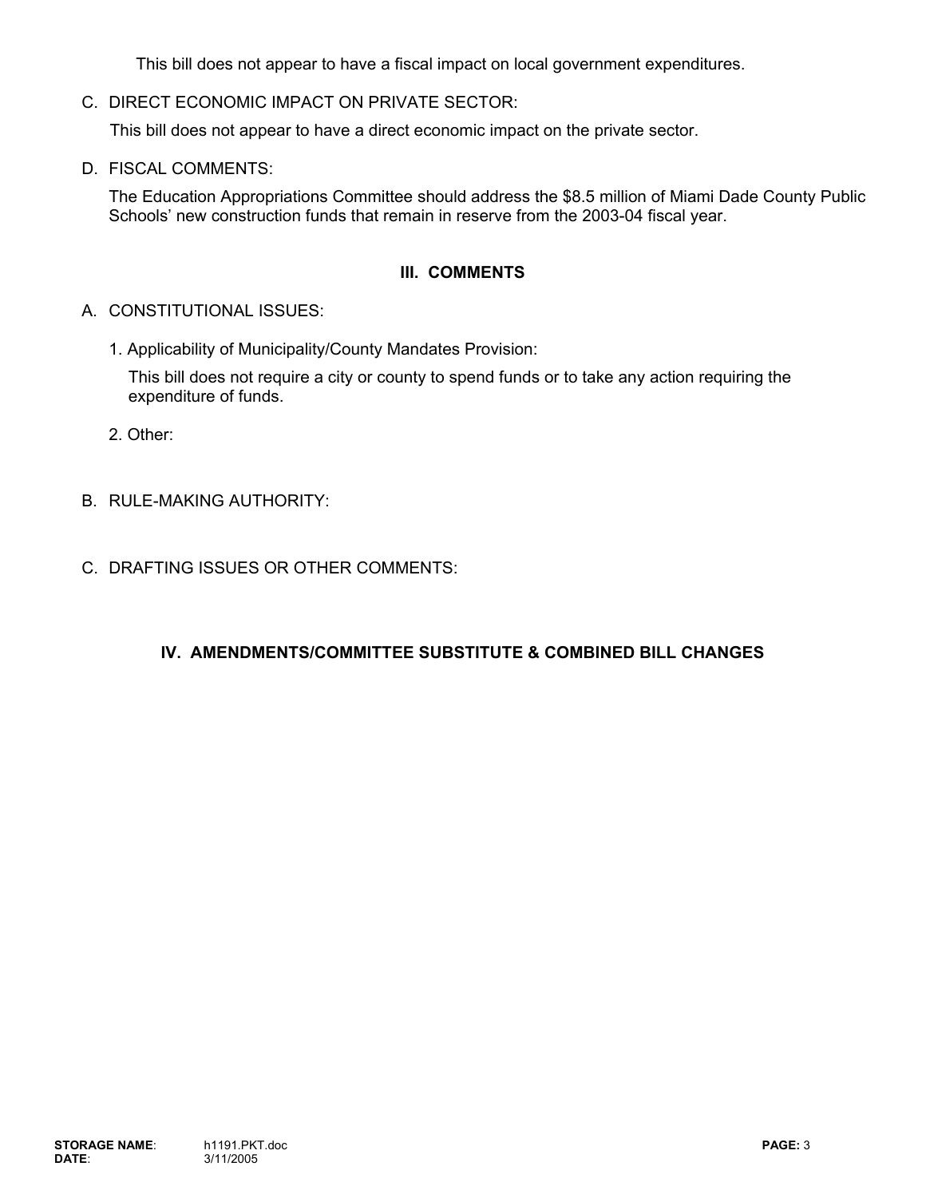This bill does not appear to have a fiscal impact on local government expenditures.

C. DIRECT ECONOMIC IMPACT ON PRIVATE SECTOR:

This bill does not appear to have a direct economic impact on the private sector.

D. FISCAL COMMENTS:

The Education Appropriations Committee should address the $8.5 million of Miami Dade County Public Schools' new construction funds that remain in reserve from the 2003-04 fiscal year.

## III. COMMENTS

A. CONSTITUTIONAL ISSUES:

1. Applicability of Municipality/County Mandates Provision:

   This bill does not require a city or county to spend funds or to take any action requiring the expenditure of funds.

2. Other:

B. RULE-MAKING AUTHORITY:

C. DRAFTING ISSUES OR OTHER COMMENTS:

## IV. AMENDMENTS/COMMITTEE SUBSTITUTE & COMBINED BILL CHANGES